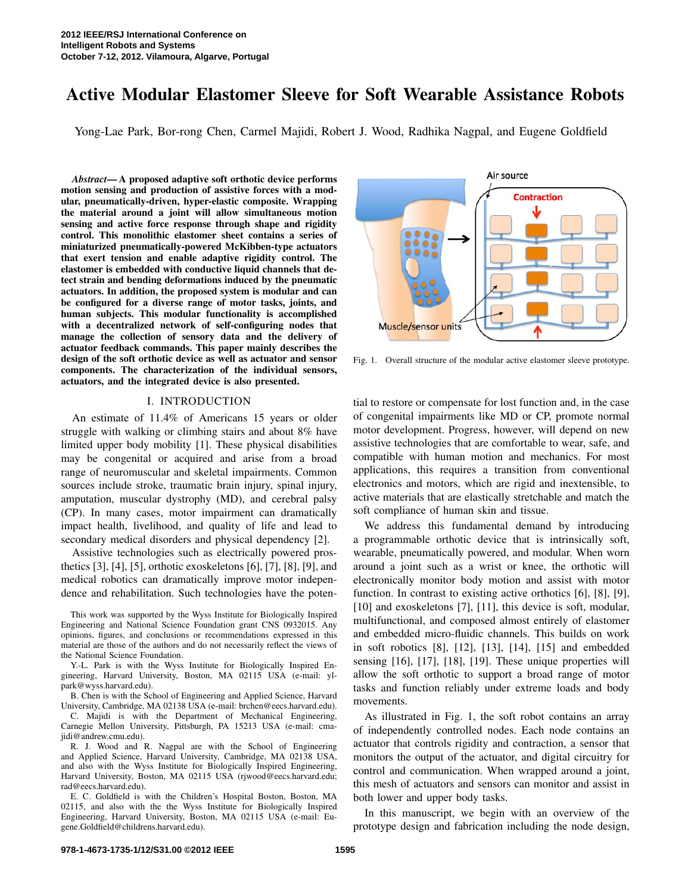# Active Modular Elastomer Sleeve for Soft Wearable Assistance Robots

Yong-Lae Park, Bor-rong Chen, Carmel Majidi, Robert J. Wood, Radhika Nagpal, and Eugene Goldfield

***Abstract*— A proposed adaptive soft orthotic device performs motion sensing and production of assistive forces with a modular, pneumatically-driven, hyper-elastic composite. Wrapping the material around a joint will allow simultaneous motion sensing and active force response through shape and rigidity control. This monolithic elastomer sheet contains a series of miniaturized pneumatically-powered McKibben-type actuators that exert tension and enable adaptive rigidity control. The elastomer is embedded with conductive liquid channels that detect strain and bending deformations induced by the pneumatic actuators. In addition, the proposed system is modular and can be configured for a diverse range of motor tasks, joints, and human subjects. This modular functionality is accomplished with a decentralized network of self-configuring nodes that manage the collection of sensory data and the delivery of actuator feedback commands. This paper mainly describes the design of the soft orthotic device as well as actuator and sensor components. The characterization of the individual sensors, actuators, and the integrated device is also presented.**

## I. INTRODUCTION

An estimate of 11.4% of Americans 15 years or older struggle with walking or climbing stairs and about 8% have limited upper body mobility [1]. These physical disabilities may be congenital or acquired and arise from a broad range of neuromuscular and skeletal impairments. Common sources include stroke, traumatic brain injury, spinal injury, amputation, muscular dystrophy (MD), and cerebral palsy (CP). In many cases, motor impairment can dramatically impact health, livelihood, and quality of life and lead to secondary medical disorders and physical dependency [2].

Assistive technologies such as electrically powered prosthetics [3], [4], [5], orthotic exoskeletons [6], [7], [8], [9], and medical robotics can dramatically improve motor independence and rehabilitation. Such technologies have the potential to restore or compensate for lost function and, in the case of congenital impairments like MD or CP, promote normal motor development. Progress, however, will depend on new assistive technologies that are comfortable to wear, safe, and compatible with human motion and mechanics. For most applications, this requires a transition from conventional electronics and motors, which are rigid and inextensible, to active materials that are elastically stretchable and match the soft compliance of human skin and tissue.

This work was supported by the Wyss Institute for Biologically Inspired Engineering and National Science Foundation grant CNS 0932015. Any opinions, figures, and conclusions or recommendations expressed in this material are those of the authors and do not necessarily reflect the views of the National Science Foundation.

Y.-L. Park is with the Wyss Institute for Biologically Inspired Engineering, Harvard University, Boston, MA 02115 USA (e-mail: ylpark@wyss.harvard.edu).

B. Chen is with the School of Engineering and Applied Science, Harvard University, Cambridge, MA 02138 USA (e-mail: brchen@eecs.harvard.edu).

C. Majidi is with the Department of Mechanical Engineering, Carnegie Mellon University, Pittsburgh, PA 15213 USA (e-mail: cmajidi@andrew.cmu.edu).

R. J. Wood and R. Nagpal are with the School of Engineering and Applied Science, Harvard University, Cambridge, MA 02138 USA, and also with the Wyss Institute for Biologically Inspired Engineering, Harvard University, Boston, MA 02115 USA (rjwood@eecs.harvard.edu; rad@eecs.harvard.edu).

E. C. Goldfield is with the Children's Hospital Boston, Boston, MA 02115, and also with the the Wyss Institute for Biologically Inspired Engineering, Harvard University, Boston, MA 02115 USA (e-mail: Eugene.Goldfield@childrens.harvard.edu).

Air source

Contraction

Muscle/sensor units

Fig. 1. Overall structure of the modular active elastomer sleeve prototype.

We address this fundamental demand by introducing a programmable orthotic device that is intrinsically soft, wearable, pneumatically powered, and modular. When worn around a joint such as a wrist or knee, the orthotic will electronically monitor body motion and assist with motor function. In contrast to existing active orthotics [6], [8], [9], [10] and exoskeletons [7], [11], this device is soft, modular, multifunctional, and composed almost entirely of elastomer and embedded micro-fluidic channels. This builds on work in soft robotics [8], [12], [13], [14], [15] and embedded sensing [16], [17], [18], [19]. These unique properties will allow the soft orthotic to support a broad range of motor tasks and function reliably under extreme loads and body movements.

As illustrated in Fig. 1, the soft robot contains an array of independently controlled nodes. Each node contains an actuator that controls rigidity and contraction, a sensor that monitors the output of the actuator, and digital circuitry for control and communication. When wrapped around a joint, this mesh of actuators and sensors can monitor and assist in both lower and upper body tasks.

In this manuscript, we begin with an overview of the prototype design and fabrication including the node design,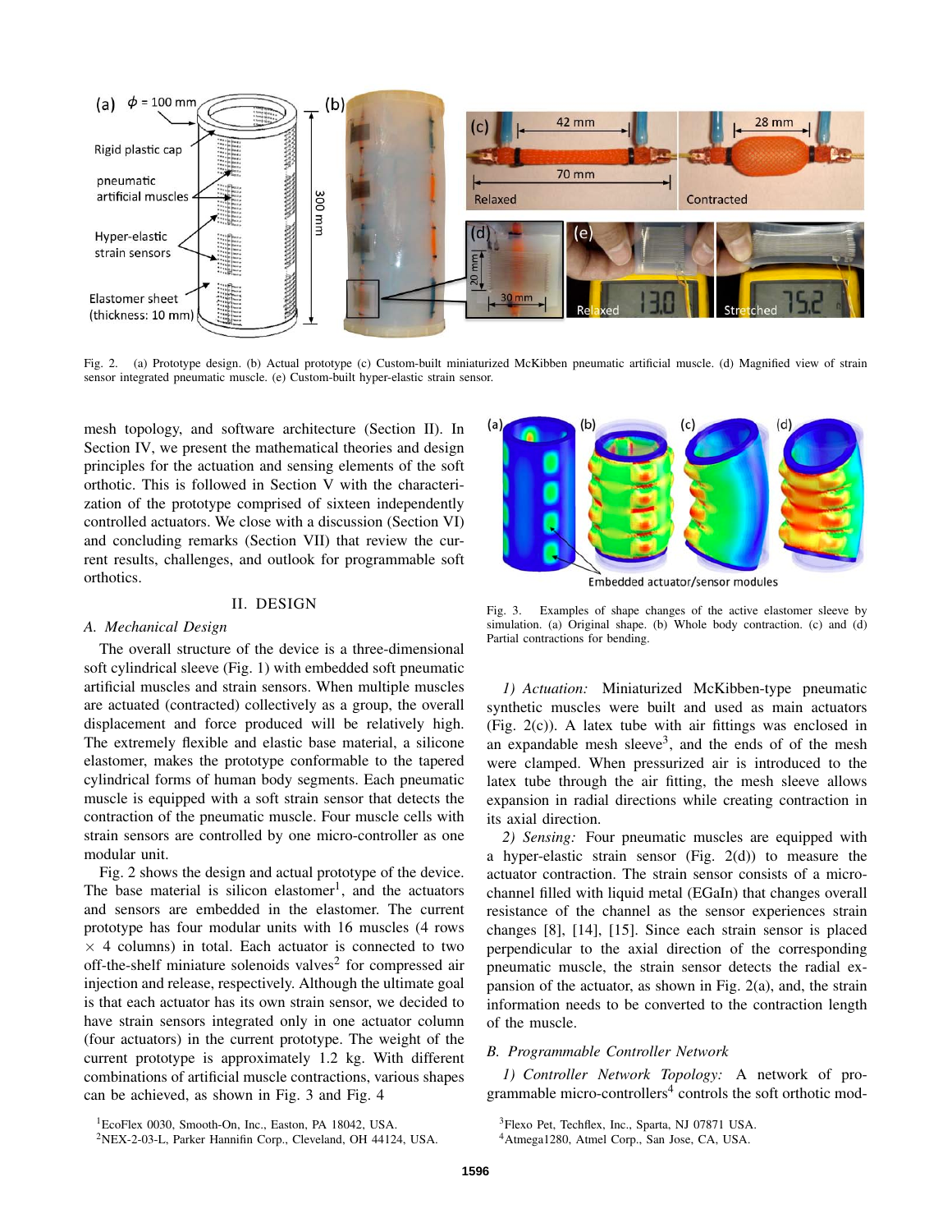(a) $\phi$ = 100 mm

Rigid plastic cap

pneumatic artificial muscles

Hyper-elastic strain sensors

Elastomer sheet (thickness: 10 mm)

300 mm

(b)

(c) 42 mm

70 mm

Relaxed

28 mm

Contracted

(d) 20 mm

30 mm

(e)

Relaxed 13.0

Stretched 75.2

Fig. 2. (a) Prototype design. (b) Actual prototype (c) Custom-built miniaturized McKibben pneumatic artificial muscle. (d) Magnified view of strain sensor integrated pneumatic muscle. (e) Custom-built hyper-elastic strain sensor.

mesh topology, and software architecture (Section II). In Section IV, we present the mathematical theories and design principles for the actuation and sensing elements of the soft orthotic. This is followed in Section V with the characterization of the prototype comprised of sixteen independently controlled actuators. We close with a discussion (Section VI) and concluding remarks (Section VII) that review the current results, challenges, and outlook for programmable soft orthotics.

## II. DESIGN

### A. Mechanical Design

The overall structure of the device is a three-dimensional soft cylindrical sleeve (Fig. 1) with embedded soft pneumatic artificial muscles and strain sensors. When multiple muscles are actuated (contracted) collectively as a group, the overall displacement and force produced will be relatively high. The extremely flexible and elastic base material, a silicone elastomer, makes the prototype conformable to the tapered cylindrical forms of human body segments. Each pneumatic muscle is equipped with a soft strain sensor that detects the contraction of the pneumatic muscle. Four muscle cells with strain sensors are controlled by one micro-controller as one modular unit.

Fig. 2 shows the design and actual prototype of the device. The base material is silicon elastomer[1], and the actuators and sensors are embedded in the elastomer. The current prototype has four modular units with 16 muscles (4 rows $\times$ 4 columns) in total. Each actuator is connected to two off-the-shelf miniature solenoids valves[2] for compressed air injection and release, respectively. Although the ultimate goal is that each actuator has its own strain sensor, we decided to have strain sensors integrated only in one actuator column (four actuators) in the current prototype. The weight of the current prototype is approximately 1.2 kg. With different combinations of artificial muscle contractions, various shapes can be achieved, as shown in Fig. 3 and Fig. 4

[1]EcoFlex 0030, Smooth-On, Inc., Easton, PA 18042, USA.

[2]NEX-2-03-L, Parker Hannifin Corp., Cleveland, OH 44124, USA.

(a) (b) (c) (d)

Embedded actuator/sensor modules

Fig. 3. Examples of shape changes of the active elastomer sleeve by simulation. (a) Original shape. (b) Whole body contraction. (c) and (d) Partial contractions for bending.

*1) Actuation:* Miniaturized McKibben-type pneumatic synthetic muscles were built and used as main actuators (Fig. 2(c)). A latex tube with air fittings was enclosed in an expandable mesh sleeve[3], and the ends of of the mesh were clamped. When pressurized air is introduced to the latex tube through the air fitting, the mesh sleeve allows expansion in radial directions while creating contraction in its axial direction.

*2) Sensing:* Four pneumatic muscles are equipped with a hyper-elastic strain sensor (Fig. 2(d)) to measure the actuator contraction. The strain sensor consists of a micro-channel filled with liquid metal (EGaIn) that changes overall resistance of the channel as the sensor experiences strain changes [8], [14], [15]. Since each strain sensor is placed perpendicular to the axial direction of the corresponding pneumatic muscle, the strain sensor detects the radial expansion of the actuator, as shown in Fig. 2(a), and, the strain information needs to be converted to the contraction length of the muscle.

### B. Programmable Controller Network

*1) Controller Network Topology:* A network of programmable micro-controllers[4] controls the soft orthotic mod-

[3]Flexo Pet, Techflex, Inc., Sparta, NJ 07871 USA.

[4]Atmega1280, Atmel Corp., San Jose, CA, USA.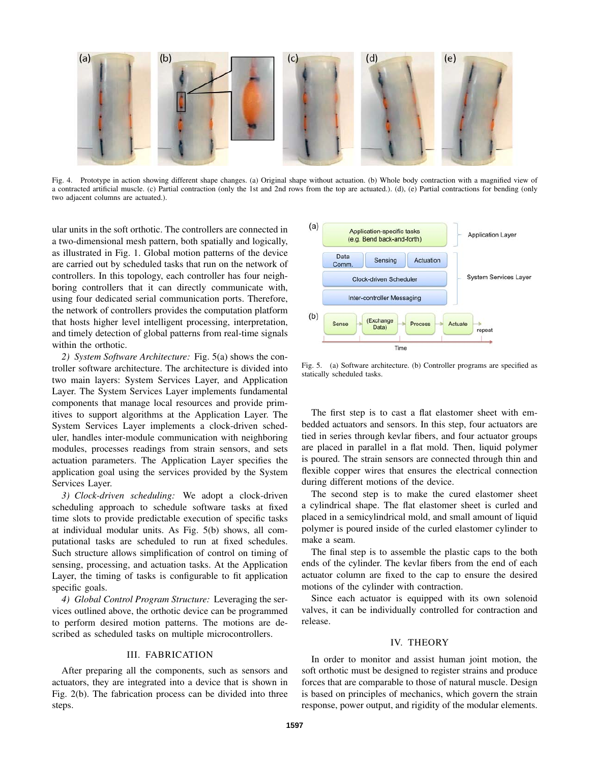Fig. 4. Prototype in action showing different shape changes. (a) Original shape without actuation. (b) Whole body contraction with a magnified view of a contracted artificial muscle. (c) Partial contraction (only the 1st and 2nd rows from the top are actuated.). (d), (e) Partial contractions for bending (only two adjacent columns are actuated.).

ular units in the soft orthotic. The controllers are connected in a two-dimensional mesh pattern, both spatially and logically, as illustrated in Fig. 1. Global motion patterns of the device are carried out by scheduled tasks that run on the network of controllers. In this topology, each controller has four neighboring controllers that it can directly communicate with, using four dedicated serial communication ports. Therefore, the network of controllers provides the computation platform that hosts higher level intelligent processing, interpretation, and timely detection of global patterns from real-time signals within the orthotic.

*2) System Software Architecture:* Fig. 5(a) shows the controller software architecture. The architecture is divided into two main layers: System Services Layer, and Application Layer. The System Services Layer implements fundamental components that manage local resources and provide primitives to support algorithms at the Application Layer. The System Services Layer implements a clock-driven scheduler, handles inter-module communication with neighboring modules, processes readings from strain sensors, and sets actuation parameters. The Application Layer specifies the application goal using the services provided by the System Services Layer.

*3) Clock-driven scheduling:* We adopt a clock-driven scheduling approach to schedule software tasks at fixed time slots to provide predictable execution of specific tasks at individual modular units. As Fig. 5(b) shows, all computational tasks are scheduled to run at fixed schedules. Such structure allows simplification of control on timing of sensing, processing, and actuation tasks. At the Application Layer, the timing of tasks is configurable to fit application specific goals.

*4) Global Control Program Structure:* Leveraging the services outlined above, the orthotic device can be programmed to perform desired motion patterns. The motions are described as scheduled tasks on multiple microcontrollers.

(a)

Application-specific tasks (e.g. Bend back-and-forth)

Application Layer

Data Comm.

Sensing

Actuation

Clock-driven Scheduler

Inter-controller Messaging

System Services Layer

(b)

Sense

(Exchange Data)

Process

Actuate

repeat

Time

Fig. 5. (a) Software architecture. (b) Controller programs are specified as statically scheduled tasks.

## III. FABRICATION

After preparing all the components, such as sensors and actuators, they are integrated into a device that is shown in Fig. 2(b). The fabrication process can be divided into three steps.

The first step is to cast a flat elastomer sheet with embedded actuators and sensors. In this step, four actuators are tied in series through kevlar fibers, and four actuator groups are placed in parallel in a flat mold. Then, liquid polymer is poured. The strain sensors are connected through thin and flexible copper wires that ensures the electrical connection during different motions of the device.

The second step is to make the cured elastomer sheet a cylindrical shape. The flat elastomer sheet is curled and placed in a semicylindrical mold, and small amount of liquid polymer is poured inside of the curled elastomer cylinder to make a seam.

The final step is to assemble the plastic caps to the both ends of the cylinder. The kevlar fibers from the end of each actuator column are fixed to the cap to ensure the desired motions of the cylinder with contraction.

Since each actuator is equipped with its own solenoid valves, it can be individually controlled for contraction and release.

## IV. THEORY

In order to monitor and assist human joint motion, the soft orthotic must be designed to register strains and produce forces that are comparable to those of natural muscle. Design is based on principles of mechanics, which govern the strain response, power output, and rigidity of the modular elements.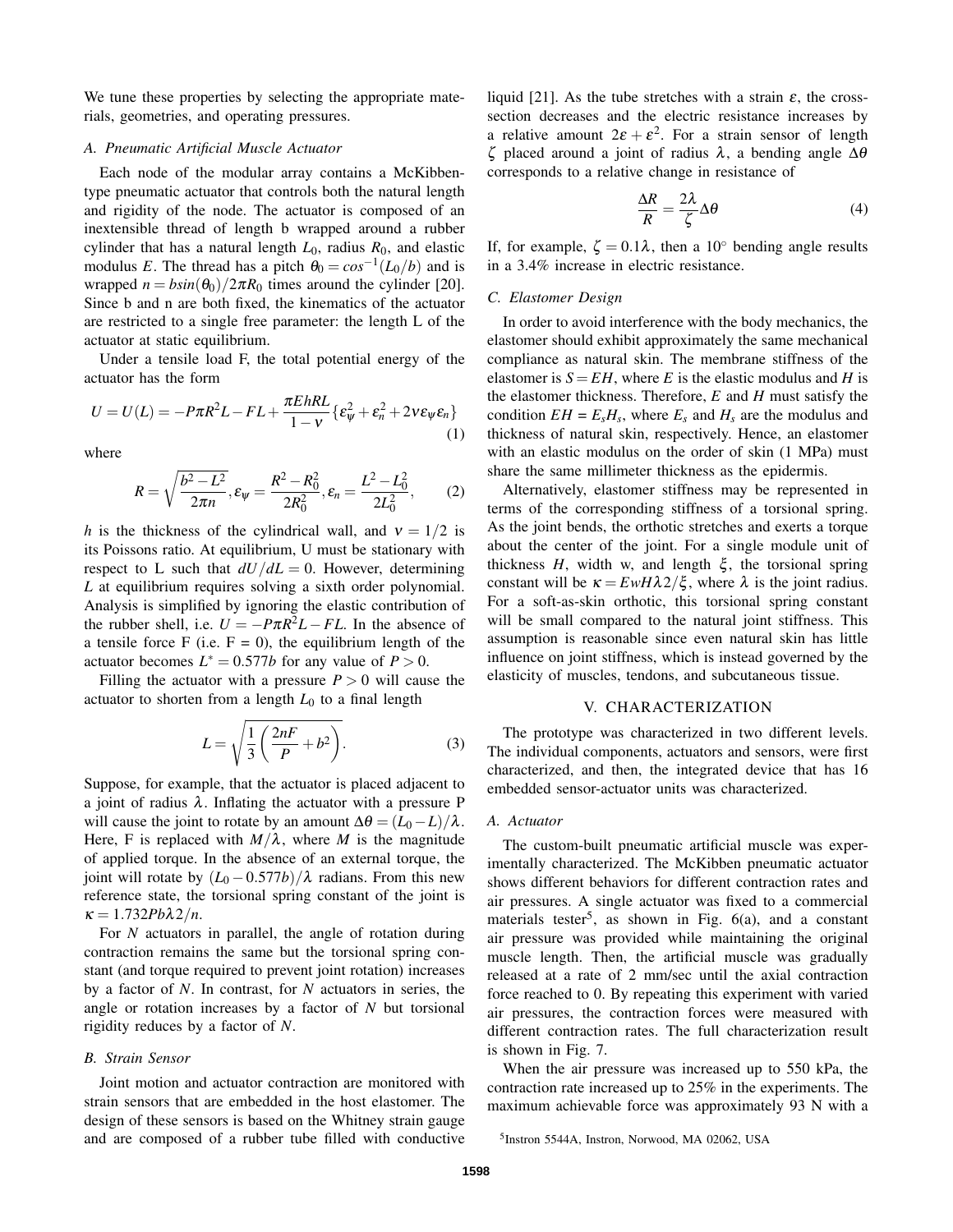We tune these properties by selecting the appropriate materials, geometries, and operating pressures.

### A. Pneumatic Artificial Muscle Actuator

Each node of the modular array contains a McKibben-type pneumatic actuator that controls both the natural length and rigidity of the node. The actuator is composed of an inextensible thread of length b wrapped around a rubber cylinder that has a natural length $L_0$, radius $R_0$, and elastic modulus $E$. The thread has a pitch $\theta_0 = cos^{-1}(L_0/b)$ and is wrapped $n = bsin(\theta_0)/2\pi R_0$ times around the cylinder [20]. Since b and n are both fixed, the kinematics of the actuator are restricted to a single free parameter: the length L of the actuator at static equilibrium.

Under a tensile load F, the total potential energy of the actuator has the form

$$U = U(L) = -P\pi R^2 L - FL + \frac{\pi EhRL}{1-\nu}\{\varepsilon_\psi^2 + \varepsilon_n^2 + 2\nu\varepsilon_\psi\varepsilon_n\} \tag{1}$$

where

$$R = \sqrt{\frac{b^2 - L^2}{2\pi n}}, \varepsilon_\psi = \frac{R^2 - R_0^2}{2R_0^2}, \varepsilon_n = \frac{L^2 - L_0^2}{2L_0^2}, \tag{2}$$

$h$ is the thickness of the cylindrical wall, and $\nu = 1/2$ is its Poissons ratio. At equilibrium, U must be stationary with respect to L such that $dU/dL = 0$. However, determining $L$ at equilibrium requires solving a sixth order polynomial. Analysis is simplified by ignoring the elastic contribution of the rubber shell, i.e. $U = -P\pi R^2 L - FL$. In the absence of a tensile force F (i.e. F = 0), the equilibrium length of the actuator becomes $L^* = 0.577b$ for any value of $P > 0$.

Filling the actuator with a pressure $P > 0$ will cause the actuator to shorten from a length $L_0$ to a final length

$$L = \sqrt{\frac{1}{3}\left(\frac{2nF}{P} + b^2\right)}. \tag{3}$$

Suppose, for example, that the actuator is placed adjacent to a joint of radius $\lambda$. Inflating the actuator with a pressure P will cause the joint to rotate by an amount $\Delta\theta = (L_0 - L)/\lambda$. Here, F is replaced with $M/\lambda$, where $M$ is the magnitude of applied torque. In the absence of an external torque, the joint will rotate by $(L_0 - 0.577b)/\lambda$ radians. From this new reference state, the torsional spring constant of the joint is $\kappa = 1.732Pb\lambda 2/n$.

For $N$ actuators in parallel, the angle of rotation during contraction remains the same but the torsional spring constant (and torque required to prevent joint rotation) increases by a factor of $N$. In contrast, for $N$ actuators in series, the angle or rotation increases by a factor of $N$ but torsional rigidity reduces by a factor of $N$.

### B. Strain Sensor

Joint motion and actuator contraction are monitored with strain sensors that are embedded in the host elastomer. The design of these sensors is based on the Whitney strain gauge and are composed of a rubber tube filled with conductive liquid [21]. As the tube stretches with a strain $\varepsilon$, the cross-section decreases and the electric resistance increases by a relative amount $2\varepsilon + \varepsilon^2$. For a strain sensor of length $\zeta$ placed around a joint of radius $\lambda$, a bending angle $\Delta\theta$ corresponds to a relative change in resistance of

$$\frac{\Delta R}{R} = \frac{2\lambda}{\zeta}\Delta\theta \tag{4}$$

If, for example, $\zeta = 0.1\lambda$, then a $10^\circ$ bending angle results in a 3.4% increase in electric resistance.

### C. Elastomer Design

In order to avoid interference with the body mechanics, the elastomer should exhibit approximately the same mechanical compliance as natural skin. The membrane stiffness of the elastomer is $S = EH$, where $E$ is the elastic modulus and $H$ is the elastomer thickness. Therefore, $E$ and $H$ must satisfy the condition $EH = E_s H_s$, where $E_s$ and $H_s$ are the modulus and thickness of natural skin, respectively. Hence, an elastomer with an elastic modulus on the order of skin (1 MPa) must share the same millimeter thickness as the epidermis.

Alternatively, elastomer stiffness may be represented in terms of the corresponding stiffness of a torsional spring. As the joint bends, the orthotic stretches and exerts a torque about the center of the joint. For a single module unit of thickness $H$, width w, and length $\xi$, the torsional spring constant will be $\kappa = EwH\lambda 2/\xi$, where $\lambda$ is the joint radius. For a soft-as-skin orthotic, this torsional spring constant will be small compared to the natural joint stiffness. This assumption is reasonable since even natural skin has little influence on joint stiffness, which is instead governed by the elasticity of muscles, tendons, and subcutaneous tissue.

## V. CHARACTERIZATION

The prototype was characterized in two different levels. The individual components, actuators and sensors, were first characterized, and then, the integrated device that has 16 embedded sensor-actuator units was characterized.

### A. Actuator

The custom-built pneumatic artificial muscle was experimentally characterized. The McKibben pneumatic actuator shows different behaviors for different contraction rates and air pressures. A single actuator was fixed to a commercial materials tester[5], as shown in Fig. 6(a), and a constant air pressure was provided while maintaining the original muscle length. Then, the artificial muscle was gradually released at a rate of 2 mm/sec until the axial contraction force reached to 0. By repeating this experiment with varied air pressures, the contraction forces were measured with different contraction rates. The full characterization result is shown in Fig. 7.

When the air pressure was increased up to 550 kPa, the contraction rate increased up to 25% in the experiments. The maximum achievable force was approximately 93 N with a

[5] Instron 5544A, Instron, Norwood, MA 02062, USA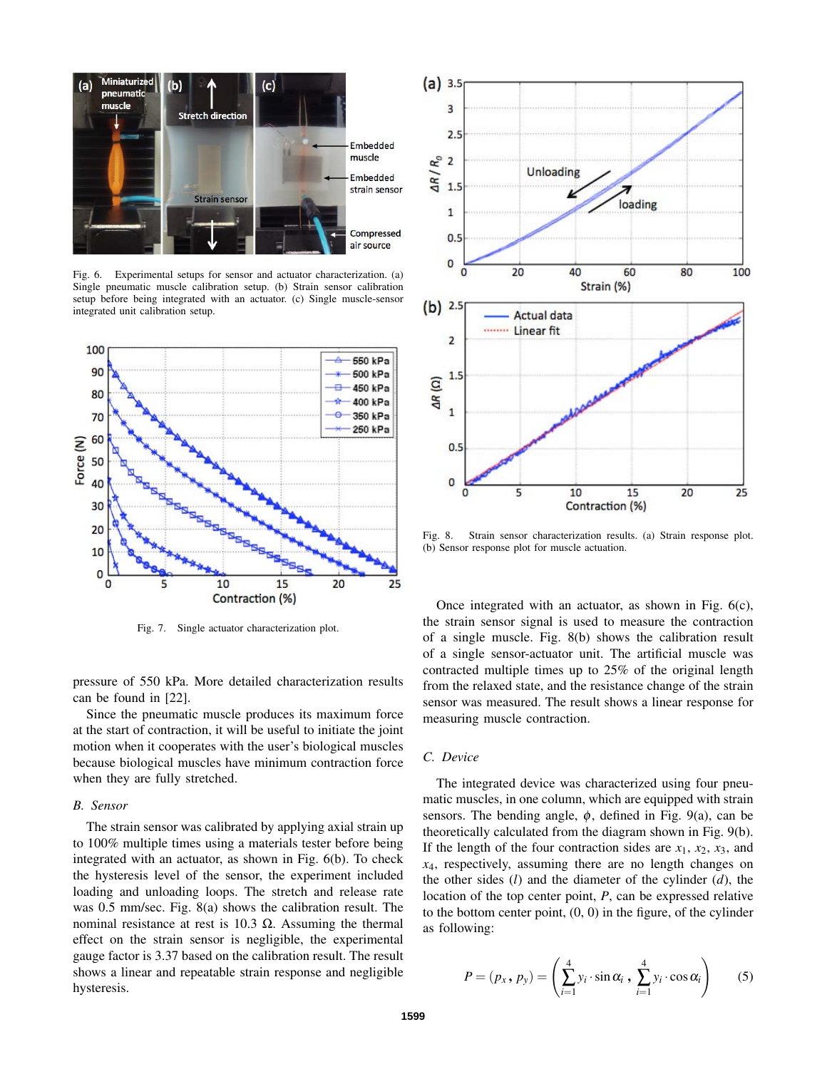(a) Miniaturized pneumatic muscle
(b) Stretch direction
Strain sensor
(c) Embedded muscle
Embedded strain sensor
Compressed air source

Fig. 6. Experimental setups for sensor and actuator characterization. (a) Single pneumatic muscle calibration setup. (b) Strain sensor calibration setup before being integrated with an actuator. (c) Single muscle-sensor integrated unit calibration setup.

Force (N)
100
90
80
70
60
50
40
30
20
10
0
0
5
10
15
20
25
Contraction (%)
550 kPa
500 kPa
450 kPa
400 kPa
350 kPa
250 kPa

Fig. 7. Single actuator characterization plot.

pressure of 550 kPa. More detailed characterization results can be found in [22].

Since the pneumatic muscle produces its maximum force at the start of contraction, it will be useful to initiate the joint motion when it cooperates with the user's biological muscles because biological muscles have minimum contraction force when they are fully stretched.

### B. Sensor

The strain sensor was calibrated by applying axial strain up to 100% multiple times using a materials tester before being integrated with an actuator, as shown in Fig. 6(b). To check the hysteresis level of the sensor, the experiment included loading and unloading loops. The stretch and release rate was 0.5 mm/sec. Fig. 8(a) shows the calibration result. The nominal resistance at rest is 10.3 Ω. Assuming the thermal effect on the strain sensor is negligible, the experimental gauge factor is 3.37 based on the calibration result. The result shows a linear and repeatable strain response and negligible hysteresis.

(a)
$\Delta R / R_0$
3.5
3
2.5
2
1.5
1
0.5
0
0
20
40
60
80
100
Strain (%)
Unloading
loading

(b)
$\Delta R$ (Ω)
2.5
2
1.5
1
0.5
0
0
5
10
15
20
25
Contraction (%)
Actual data
Linear fit

Fig. 8. Strain sensor characterization results. (a) Strain response plot. (b) Sensor response plot for muscle actuation.

Once integrated with an actuator, as shown in Fig. 6(c), the strain sensor signal is used to measure the contraction of a single muscle. Fig. 8(b) shows the calibration result of a single sensor-actuator unit. The artificial muscle was contracted multiple times up to 25% of the original length from the relaxed state, and the resistance change of the strain sensor was measured. The result shows a linear response for measuring muscle contraction.

### C. Device

The integrated device was characterized using four pneumatic muscles, in one column, which are equipped with strain sensors. The bending angle, $\phi$, defined in Fig. 9(a), can be theoretically calculated from the diagram shown in Fig. 9(b). If the length of the four contraction sides are $x_1$, $x_2$, $x_3$, and $x_4$, respectively, assuming there are no length changes on the other sides ($l$) and the diameter of the cylinder ($d$), the location of the top center point, $P$, can be expressed relative to the bottom center point, (0, 0) in the figure, of the cylinder as following:

$$P = (p_x, p_y) = \left( \sum_{i=1}^{4} y_i \cdot \sin \alpha_i \, , \, \sum_{i=1}^{4} y_i \cdot \cos \alpha_i \right) \quad (5)$$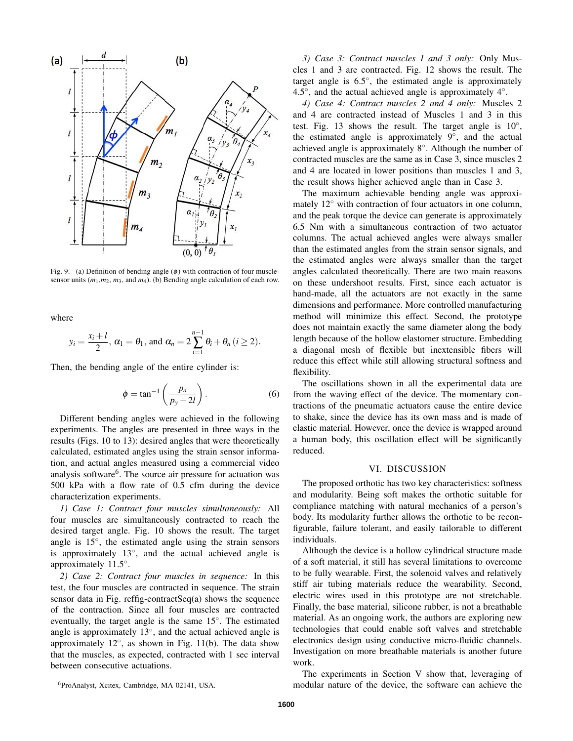Fig. 9. (a) Definition of bending angle ($\phi$) with contraction of four muscle-sensor units ($m_1$,$m_2$, $m_3$, and $m_4$). (b) Bending angle calculation of each row.

where

$$y_i = \frac{x_i + l}{2},\ \alpha_1 = \theta_1,\ \text{and}\ \alpha_n = 2\sum_{i=1}^{n-1}\theta_i + \theta_n\ (i \geq 2).$$

Then, the bending angle of the entire cylinder is:

$$\phi = \tan^{-1}\left(\frac{p_x}{p_y - 2l}\right). \tag{6}$$

Different bending angles were achieved in the following experiments. The angles are presented in three ways in the results (Figs. 10 to 13): desired angles that were theoretically calculated, estimated angles using the strain sensor information, and actual angles measured using a commercial video analysis software[6]. The source air pressure for actuation was 500 kPa with a flow rate of 0.5 cfm during the device characterization experiments.

*1) Case 1: Contract four muscles simultaneously:* All four muscles are simultaneously contracted to reach the desired target angle. Fig. 10 shows the result. The target angle is 15°, the estimated angle using the strain sensors is approximately 13°, and the actual achieved angle is approximately 11.5°.

*2) Case 2: Contract four muscles in sequence:* In this test, the four muscles are contracted in sequence. The strain sensor data in Fig. reffig-contractSeq(a) shows the sequence of the contraction. Since all four muscles are contracted eventually, the target angle is the same 15°. The estimated angle is approximately 13°, and the actual achieved angle is approximately 12°, as shown in Fig. 11(b). The data show that the muscles, as expected, contracted with 1 sec interval between consecutive actuations.

[6]ProAnalyst, Xcitex, Cambridge, MA 02141, USA.

*3) Case 3: Contract muscles 1 and 3 only:* Only Muscles 1 and 3 are contracted. Fig. 12 shows the result. The target angle is 6.5°, the estimated angle is approximately 4.5°, and the actual achieved angle is approximately 4°.

*4) Case 4: Contract muscles 2 and 4 only:* Muscles 2 and 4 are contracted instead of Muscles 1 and 3 in this test. Fig. 13 shows the result. The target angle is 10°, the estimated angle is approximately 9°, and the actual achieved angle is approximately 8°. Although the number of contracted muscles are the same as in Case 3, since muscles 2 and 4 are located in lower positions than muscles 1 and 3, the result shows higher achieved angle than in Case 3.

The maximum achievable bending angle was approximately 12° with contraction of four actuators in one column, and the peak torque the device can generate is approximately 6.5 Nm with a simultaneous contraction of two actuator columns. The actual achieved angles were always smaller than the estimated angles from the strain sensor signals, and the estimated angles were always smaller than the target angles calculated theoretically. There are two main reasons on these undershoot results. First, since each actuator is hand-made, all the actuators are not exactly in the same dimensions and performance. More controlled manufacturing method will minimize this effect. Second, the prototype does not maintain exactly the same diameter along the body length because of the hollow elastomer structure. Embedding a diagonal mesh of flexible but inextensible fibers will reduce this effect while still allowing structural softness and flexibility.

The oscillations shown in all the experimental data are from the waving effect of the device. The momentary contractions of the pneumatic actuators cause the entire device to shake, since the device has its own mass and is made of elastic material. However, once the device is wrapped around a human body, this oscillation effect will be significantly reduced.

## VI. DISCUSSION

The proposed orthotic has two key characteristics: softness and modularity. Being soft makes the orthotic suitable for compliance matching with natural mechanics of a person's body. Its modularity further allows the orthotic to be reconfigurable, failure tolerant, and easily tailorable to different individuals.

Although the device is a hollow cylindrical structure made of a soft material, it still has several limitations to overcome to be fully wearable. First, the solenoid valves and relatively stiff air tubing materials reduce the wearability. Second, electric wires used in this prototype are not stretchable. Finally, the base material, silicone rubber, is not a breathable material. As an ongoing work, the authors are exploring new technologies that could enable soft valves and stretchable electronics design using conductive micro-fluidic channels. Investigation on more breathable materials is another future work.

The experiments in Section V show that, leveraging of modular nature of the device, the software can achieve the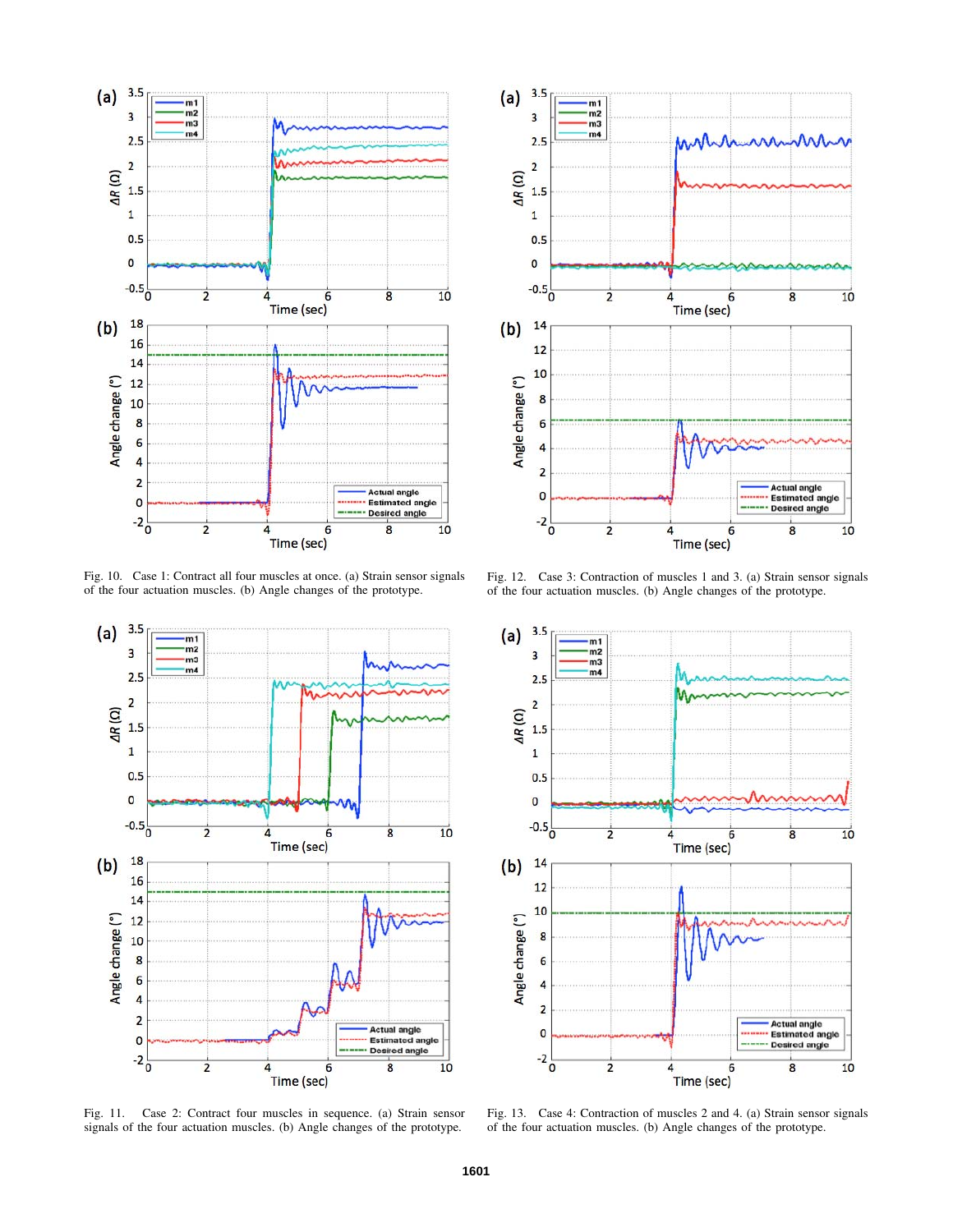(a)

3.5
3
2.5
2
1.5
1
0.5
0
-0.5

ΔR (Ω)

m1
m2
m3
m4

0 2 4 6 8 10
Time (sec)

(b)

18
16
14
12
10
8
6
4
2
0
-2

Angle change (°)

Actual angle
Estimated angle
Desired angle

0 2 4 6 8 10
Time (sec)

Fig. 10. Case 1: Contract all four muscles at once. (a) Strain sensor signals of the four actuation muscles. (b) Angle changes of the prototype.

(a)

3.5
3
2.5
2
1.5
1
0.5
0
-0.5

ΔR (Ω)

m1
m2
m3
m4

0 2 4 6 8 10
Time (sec)

(b)

14
12
10
8
6
4
2
0
-2

Angle change (°)

Actual angle
Estimated angle
Desired angle

0 2 4 6 8 10
Time (sec)

Fig. 12. Case 3: Contraction of muscles 1 and 3. (a) Strain sensor signals of the four actuation muscles. (b) Angle changes of the prototype.

(a)

3.5
3
2.5
2
1.5
1
0.5
0
-0.5

ΔR (Ω)

m1
m2
m3
m4

0 2 4 6 8 10
Time (sec)

(b)

18
16
14
12
10
8
6
4
2
0
-2

Angle change (°)

Actual angle
Estimated angle
Desired angle

0 2 4 6 8 10
Time (sec)

Fig. 11. Case 2: Contract four muscles in sequence. (a) Strain sensor signals of the four actuation muscles. (b) Angle changes of the prototype.

(a)

3.5
3
2.5
2
1.5
1
0.5
0
-0.5

ΔR (Ω)

m1
m2
m3
m4

0 2 4 6 8 10
Time (sec)

(b)

14
12
10
8
6
4
2
0
-2

Angle change (°)

Actual angle
Estimated angle
Desired angle

0 2 4 6 8 10
Time (sec)

Fig. 13. Case 4: Contraction of muscles 2 and 4. (a) Strain sensor signals of the four actuation muscles. (b) Angle changes of the prototype.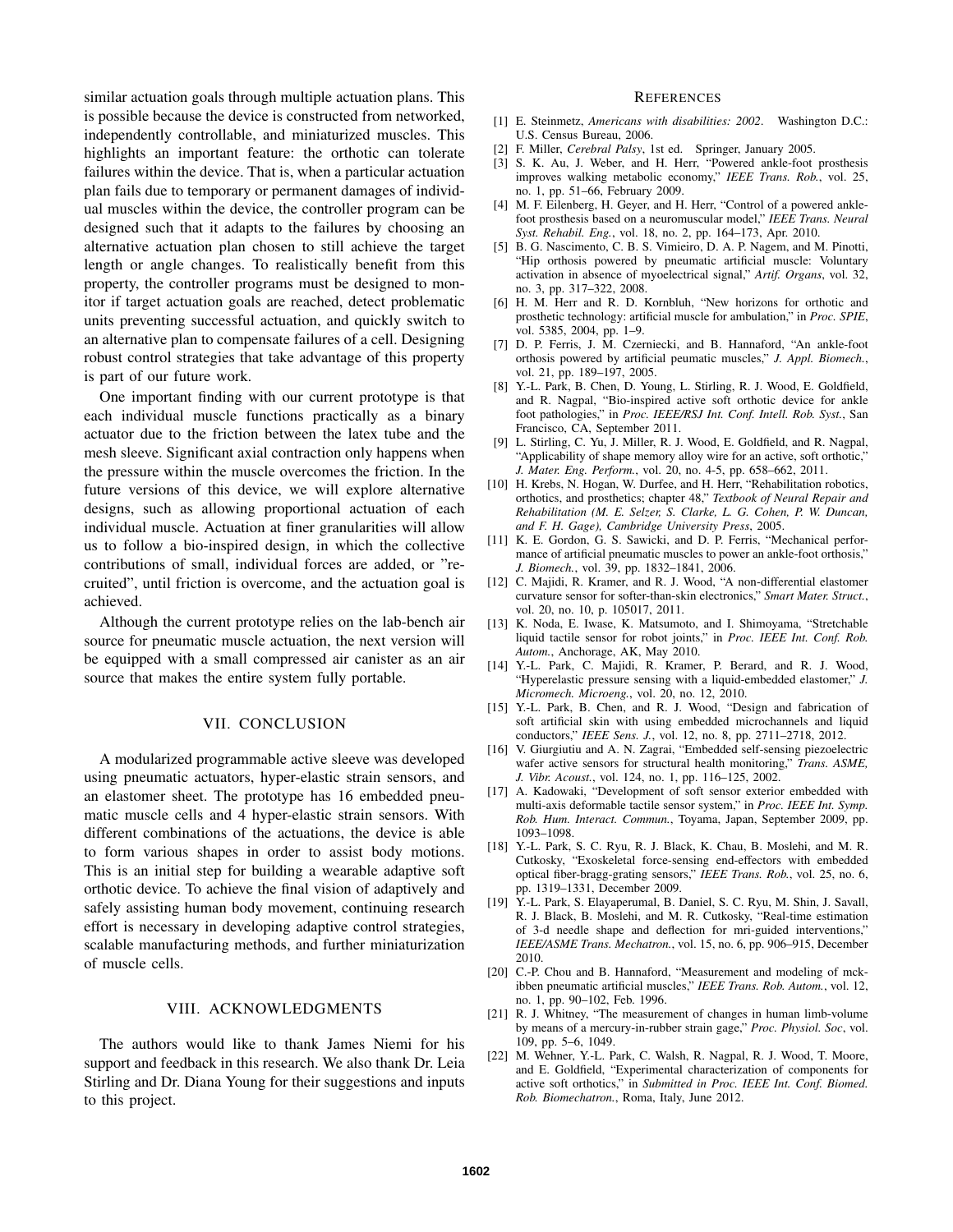similar actuation goals through multiple actuation plans. This is possible because the device is constructed from networked, independently controllable, and miniaturized muscles. This highlights an important feature: the orthotic can tolerate failures within the device. That is, when a particular actuation plan fails due to temporary or permanent damages of individual muscles within the device, the controller program can be designed such that it adapts to the failures by choosing an alternative actuation plan chosen to still achieve the target length or angle changes. To realistically benefit from this property, the controller programs must be designed to monitor if target actuation goals are reached, detect problematic units preventing successful actuation, and quickly switch to an alternative plan to compensate failures of a cell. Designing robust control strategies that take advantage of this property is part of our future work.

One important finding with our current prototype is that each individual muscle functions practically as a binary actuator due to the friction between the latex tube and the mesh sleeve. Significant axial contraction only happens when the pressure within the muscle overcomes the friction. In the future versions of this device, we will explore alternative designs, such as allowing proportional actuation of each individual muscle. Actuation at finer granularities will allow us to follow a bio-inspired design, in which the collective contributions of small, individual forces are added, or "recruited", until friction is overcome, and the actuation goal is achieved.

Although the current prototype relies on the lab-bench air source for pneumatic muscle actuation, the next version will be equipped with a small compressed air canister as an air source that makes the entire system fully portable.

## VII. CONCLUSION

A modularized programmable active sleeve was developed using pneumatic actuators, hyper-elastic strain sensors, and an elastomer sheet. The prototype has 16 embedded pneumatic muscle cells and 4 hyper-elastic strain sensors. With different combinations of the actuations, the device is able to form various shapes in order to assist body motions. This is an initial step for building a wearable adaptive soft orthotic device. To achieve the final vision of adaptively and safely assisting human body movement, continuing research effort is necessary in developing adaptive control strategies, scalable manufacturing methods, and further miniaturization of muscle cells.

## VIII. ACKNOWLEDGMENTS

The authors would like to thank James Niemi for his support and feedback in this research. We also thank Dr. Leia Stirling and Dr. Diana Young for their suggestions and inputs to this project.

## REFERENCES

[1] E. Steinmetz, *Americans with disabilities: 2002*. Washington D.C.: U.S. Census Bureau, 2006.

[2] F. Miller, *Cerebral Palsy*, 1st ed. Springer, January 2005.

[3] S. K. Au, J. Weber, and H. Herr, "Powered ankle-foot prosthesis improves walking metabolic economy," *IEEE Trans. Rob.*, vol. 25, no. 1, pp. 51–66, February 2009.

[4] M. F. Eilenberg, H. Geyer, and H. Herr, "Control of a powered ankle-foot prosthesis based on a neuromuscular model," *IEEE Trans. Neural Syst. Rehabil. Eng.*, vol. 18, no. 2, pp. 164–173, Apr. 2010.

[5] B. G. Nascimento, C. B. S. Vimieiro, D. A. P. Nagem, and M. Pinotti, "Hip orthosis powered by pneumatic artificial muscle: Voluntary activation in absence of myoelectrical signal," *Artif. Organs*, vol. 32, no. 3, pp. 317–322, 2008.

[6] H. M. Herr and R. D. Kornbluh, "New horizons for orthotic and prosthetic technology: artificial muscle for ambulation," in *Proc. SPIE*, vol. 5385, 2004, pp. 1–9.

[7] D. P. Ferris, J. M. Czerniecki, and B. Hannaford, "An ankle-foot orthosis powered by artificial peumatic muscles," *J. Appl. Biomech.*, vol. 21, pp. 189–197, 2005.

[8] Y.-L. Park, B. Chen, D. Young, L. Stirling, R. J. Wood, E. Goldfield, and R. Nagpal, "Bio-inspired active soft orthotic device for ankle foot pathologies," in *Proc. IEEE/RSJ Int. Conf. Intell. Rob. Syst.*, San Francisco, CA, September 2011.

[9] L. Stirling, C. Yu, J. Miller, R. J. Wood, E. Goldfield, and R. Nagpal, "Applicability of shape memory alloy wire for an active, soft orthotic," *J. Mater. Eng. Perform.*, vol. 20, no. 4-5, pp. 658–662, 2011.

[10] H. Krebs, N. Hogan, W. Durfee, and H. Herr, "Rehabilitation robotics, orthotics, and prosthetics; chapter 48," *Textbook of Neural Repair and Rehabilitation (M. E. Selzer, S. Clarke, L. G. Cohen, P. W. Duncan, and F. H. Gage), Cambridge University Press*, 2005.

[11] K. E. Gordon, G. S. Sawicki, and D. P. Ferris, "Mechanical performance of artificial pneumatic muscles to power an ankle-foot orthosis," *J. Biomech.*, vol. 39, pp. 1832–1841, 2006.

[12] C. Majidi, R. Kramer, and R. J. Wood, "A non-differential elastomer curvature sensor for softer-than-skin electronics," *Smart Mater. Struct.*, vol. 20, no. 10, p. 105017, 2011.

[13] K. Noda, E. Iwase, K. Matsumoto, and I. Shimoyama, "Stretchable liquid tactile sensor for robot joints," in *Proc. IEEE Int. Conf. Rob. Autom.*, Anchorage, AK, May 2010.

[14] Y.-L. Park, C. Majidi, R. Kramer, P. Berard, and R. J. Wood, "Hyperelastic pressure sensing with a liquid-embedded elastomer," *J. Micromech. Microeng.*, vol. 20, no. 12, 2010.

[15] Y.-L. Park, B. Chen, and R. J. Wood, "Design and fabrication of soft artificial skin with using embedded microchannels and liquid conductors," *IEEE Sens. J.*, vol. 12, no. 8, pp. 2711–2718, 2012.

[16] V. Giurgiutiu and A. N. Zagrai, "Embedded self-sensing piezoelectric wafer active sensors for structural health monitoring," *Trans. ASME, J. Vibr. Acoust.*, vol. 124, no. 1, pp. 116–125, 2002.

[17] A. Kadowaki, "Development of soft sensor exterior embedded with multi-axis deformable tactile sensor system," in *Proc. IEEE Int. Symp. Rob. Hum. Interact. Commun.*, Toyama, Japan, September 2009, pp. 1093–1098.

[18] Y.-L. Park, S. C. Ryu, R. J. Black, K. Chau, B. Moslehi, and M. R. Cutkosky, "Exoskeletal force-sensing end-effectors with embedded optical fiber-bragg-grating sensors," *IEEE Trans. Rob.*, vol. 25, no. 6, pp. 1319–1331, December 2009.

[19] Y.-L. Park, S. Elayaperumal, B. Daniel, S. C. Ryu, M. Shin, J. Savall, R. J. Black, B. Moslehi, and M. R. Cutkosky, "Real-time estimation of 3-d needle shape and deflection for mri-guided interventions," *IEEE/ASME Trans. Mechatron.*, vol. 15, no. 6, pp. 906–915, December 2010.

[20] C.-P. Chou and B. Hannaford, "Measurement and modeling of mckibben pneumatic artificial muscles," *IEEE Trans. Rob. Autom.*, vol. 12, no. 1, pp. 90–102, Feb. 1996.

[21] R. J. Whitney, "The measurement of changes in human limb-volume by means of a mercury-in-rubber strain gage," *Proc. Physiol. Soc*, vol. 109, pp. 5–6, 1049.

[22] M. Wehner, Y.-L. Park, C. Walsh, R. Nagpal, R. J. Wood, T. Moore, and E. Goldfield, "Experimental characterization of components for active soft orthotics," in *Submitted in Proc. IEEE Int. Conf. Biomed. Rob. Biomechatron.*, Roma, Italy, June 2012.